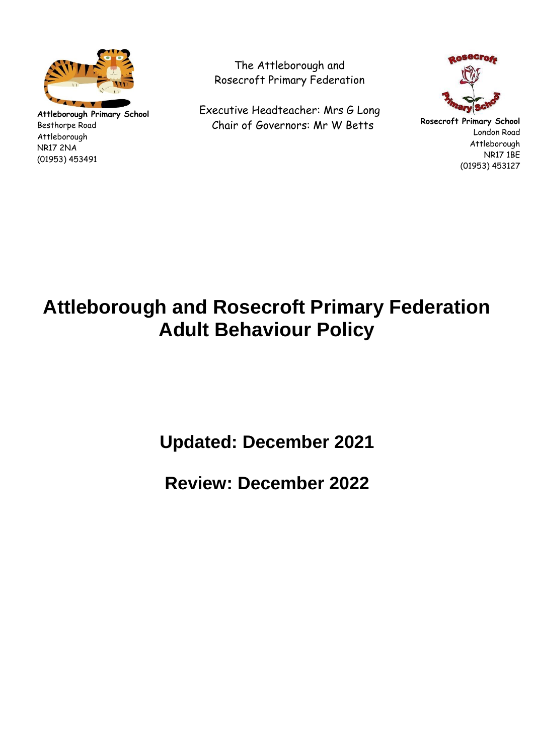**Attleborough Primary School**
Besthorpe Road
Attleborough
NR17 2NA
(01953) 453491

The Attleborough and
Rosecroft Primary Federation

Executive Headteacher: Mrs G Long
Chair of Governors: Mr W Betts

**Rosecroft Primary School**
London Road
Attleborough
NR17 1BE
(01953) 453127

# Attleborough and Rosecroft Primary Federation Adult Behaviour Policy

## Updated: December 2021

## Review: December 2022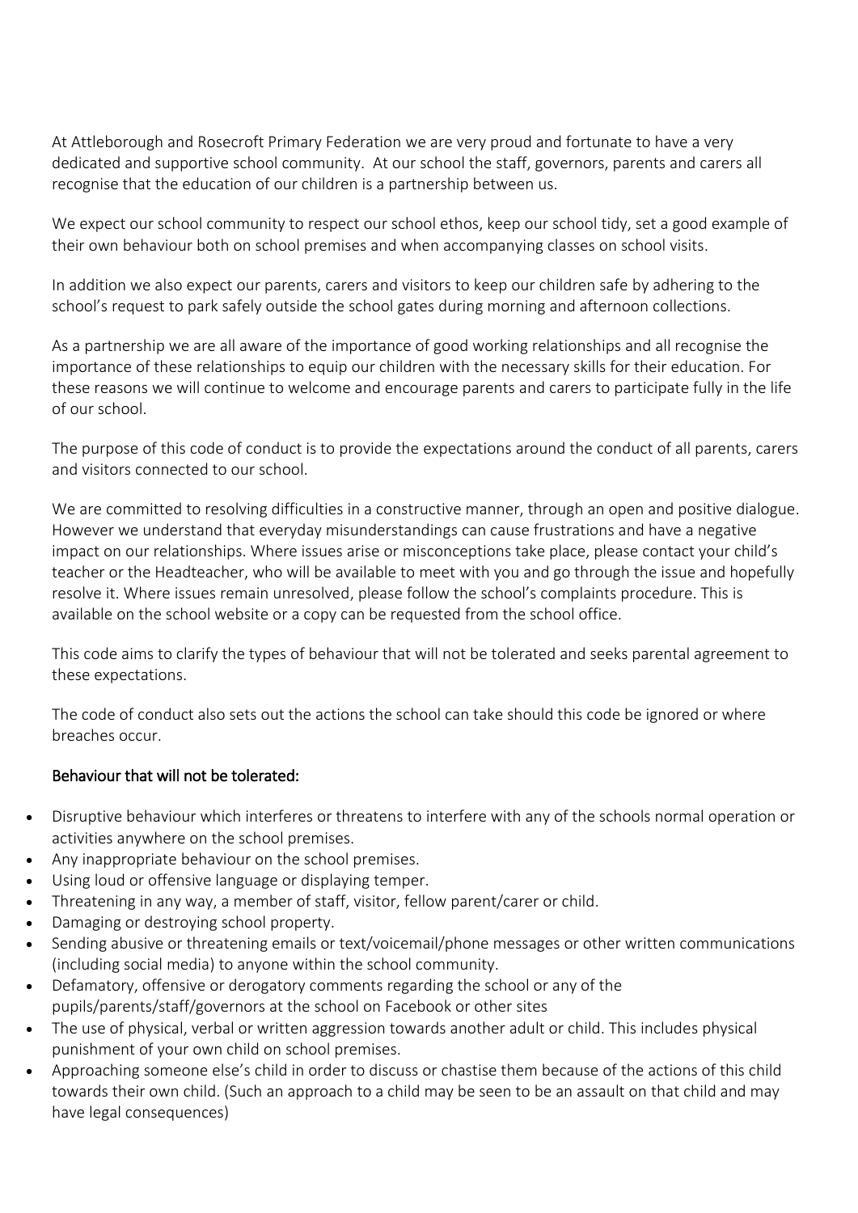At Attleborough and Rosecroft Primary Federation we are very proud and fortunate to have a very dedicated and supportive school community. At our school the staff, governors, parents and carers all recognise that the education of our children is a partnership between us.

We expect our school community to respect our school ethos, keep our school tidy, set a good example of their own behaviour both on school premises and when accompanying classes on school visits.

In addition we also expect our parents, carers and visitors to keep our children safe by adhering to the school's request to park safely outside the school gates during morning and afternoon collections.

As a partnership we are all aware of the importance of good working relationships and all recognise the importance of these relationships to equip our children with the necessary skills for their education. For these reasons we will continue to welcome and encourage parents and carers to participate fully in the life of our school.

The purpose of this code of conduct is to provide the expectations around the conduct of all parents, carers and visitors connected to our school.

We are committed to resolving difficulties in a constructive manner, through an open and positive dialogue. However we understand that everyday misunderstandings can cause frustrations and have a negative impact on our relationships. Where issues arise or misconceptions take place, please contact your child's teacher or the Headteacher, who will be available to meet with you and go through the issue and hopefully resolve it. Where issues remain unresolved, please follow the school's complaints procedure. This is available on the school website or a copy can be requested from the school office.

This code aims to clarify the types of behaviour that will not be tolerated and seeks parental agreement to these expectations.

The code of conduct also sets out the actions the school can take should this code be ignored or where breaches occur.

## Behaviour that will not be tolerated:

- Disruptive behaviour which interferes or threatens to interfere with any of the schools normal operation or activities anywhere on the school premises.
- Any inappropriate behaviour on the school premises.
- Using loud or offensive language or displaying temper.
- Threatening in any way, a member of staff, visitor, fellow parent/carer or child.
- Damaging or destroying school property.
- Sending abusive or threatening emails or text/voicemail/phone messages or other written communications (including social media) to anyone within the school community.
- Defamatory, offensive or derogatory comments regarding the school or any of the pupils/parents/staff/governors at the school on Facebook or other sites
- The use of physical, verbal or written aggression towards another adult or child. This includes physical punishment of your own child on school premises.
- Approaching someone else's child in order to discuss or chastise them because of the actions of this child towards their own child. (Such an approach to a child may be seen to be an assault on that child and may have legal consequences)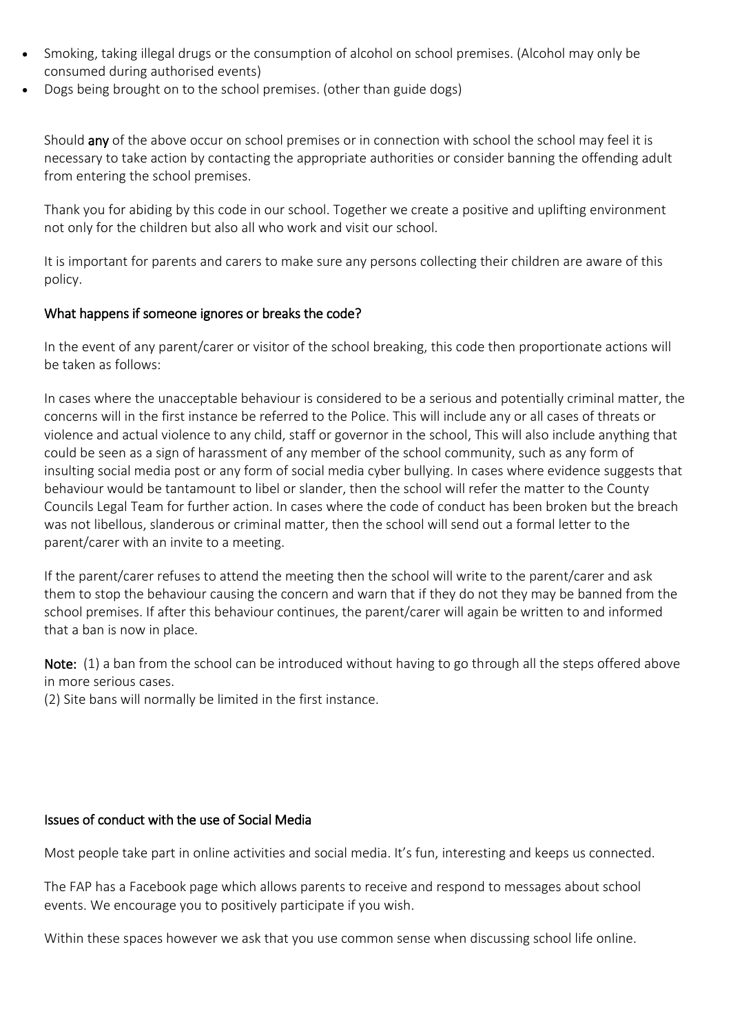- Smoking, taking illegal drugs or the consumption of alcohol on school premises. (Alcohol may only be consumed during authorised events)
- Dogs being brought on to the school premises. (other than guide dogs)

Should **any** of the above occur on school premises or in connection with school the school may feel it is necessary to take action by contacting the appropriate authorities or consider banning the offending adult from entering the school premises.

Thank you for abiding by this code in our school. Together we create a positive and uplifting environment not only for the children but also all who work and visit our school.

It is important for parents and carers to make sure any persons collecting their children are aware of this policy.

## What happens if someone ignores or breaks the code?

In the event of any parent/carer or visitor of the school breaking, this code then proportionate actions will be taken as follows:

In cases where the unacceptable behaviour is considered to be a serious and potentially criminal matter, the concerns will in the first instance be referred to the Police. This will include any or all cases of threats or violence and actual violence to any child, staff or governor in the school, This will also include anything that could be seen as a sign of harassment of any member of the school community, such as any form of insulting social media post or any form of social media cyber bullying. In cases where evidence suggests that behaviour would be tantamount to libel or slander, then the school will refer the matter to the County Councils Legal Team for further action. In cases where the code of conduct has been broken but the breach was not libellous, slanderous or criminal matter, then the school will send out a formal letter to the parent/carer with an invite to a meeting.

If the parent/carer refuses to attend the meeting then the school will write to the parent/carer and ask them to stop the behaviour causing the concern and warn that if they do not they may be banned from the school premises. If after this behaviour continues, the parent/carer will again be written to and informed that a ban is now in place.

**Note:** (1) a ban from the school can be introduced without having to go through all the steps offered above in more serious cases.
(2) Site bans will normally be limited in the first instance.

## Issues of conduct with the use of Social Media

Most people take part in online activities and social media. It's fun, interesting and keeps us connected.

The FAP has a Facebook page which allows parents to receive and respond to messages about school events. We encourage you to positively participate if you wish.

Within these spaces however we ask that you use common sense when discussing school life online.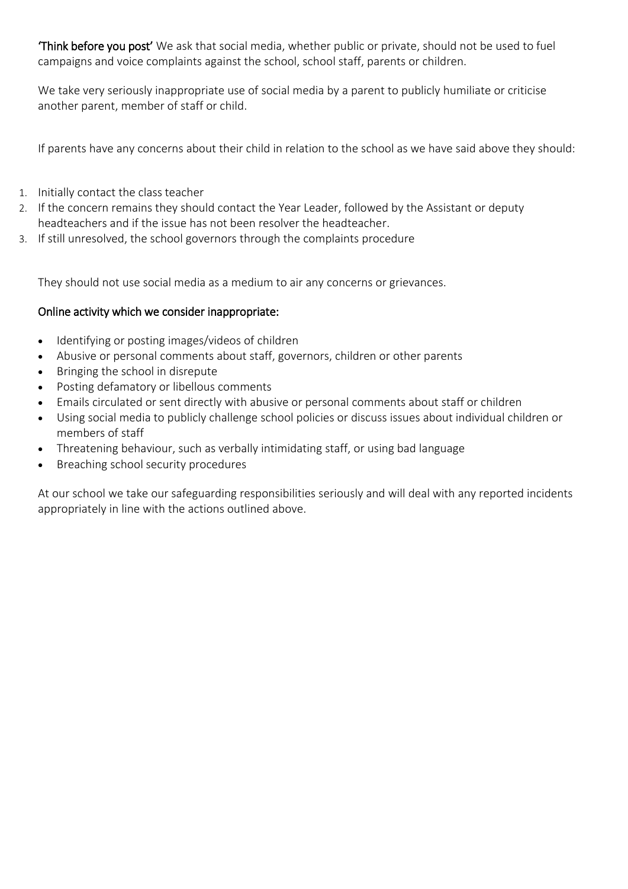**'Think before you post'** We ask that social media, whether public or private, should not be used to fuel campaigns and voice complaints against the school, school staff, parents or children.

We take very seriously inappropriate use of social media by a parent to publicly humiliate or criticise another parent, member of staff or child.

If parents have any concerns about their child in relation to the school as we have said above they should:

1. Initially contact the class teacher
2. If the concern remains they should contact the Year Leader, followed by the Assistant or deputy headteachers and if the issue has not been resolver the headteacher.
3. If still unresolved, the school governors through the complaints procedure

They should not use social media as a medium to air any concerns or grievances.

**Online activity which we consider inappropriate:**

- Identifying or posting images/videos of children
- Abusive or personal comments about staff, governors, children or other parents
- Bringing the school in disrepute
- Posting defamatory or libellous comments
- Emails circulated or sent directly with abusive or personal comments about staff or children
- Using social media to publicly challenge school policies or discuss issues about individual children or members of staff
- Threatening behaviour, such as verbally intimidating staff, or using bad language
- Breaching school security procedures

At our school we take our safeguarding responsibilities seriously and will deal with any reported incidents appropriately in line with the actions outlined above.